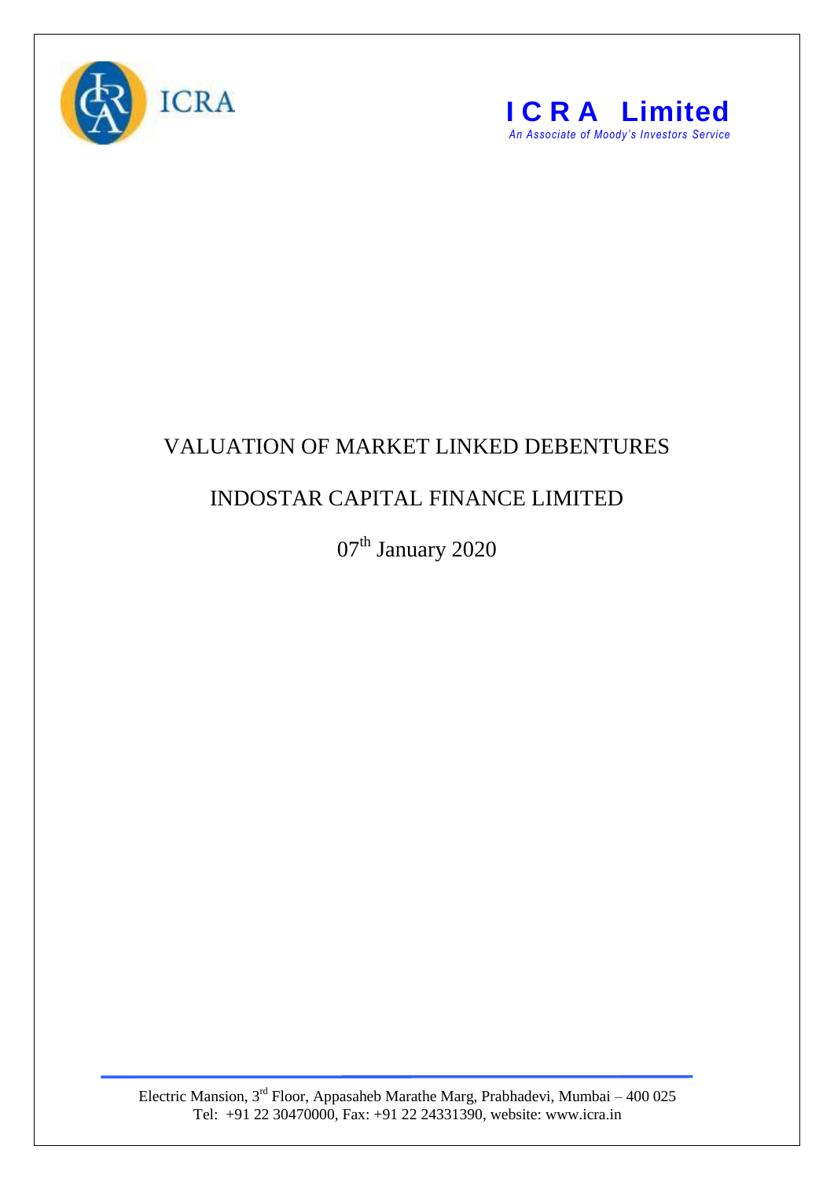ICRA

**I C R A Limited**
*An Associate of Moody's Investors Service*

# VALUATION OF MARKET LINKED DEBENTURES

## INDOSTAR CAPITAL FINANCE LIMITED

07th January 2020

Electric Mansion, 3rd Floor, Appasaheb Marathe Marg, Prabhadevi, Mumbai – 400 025
Tel: +91 22 30470000, Fax: +91 22 24331390, website: www.icra.in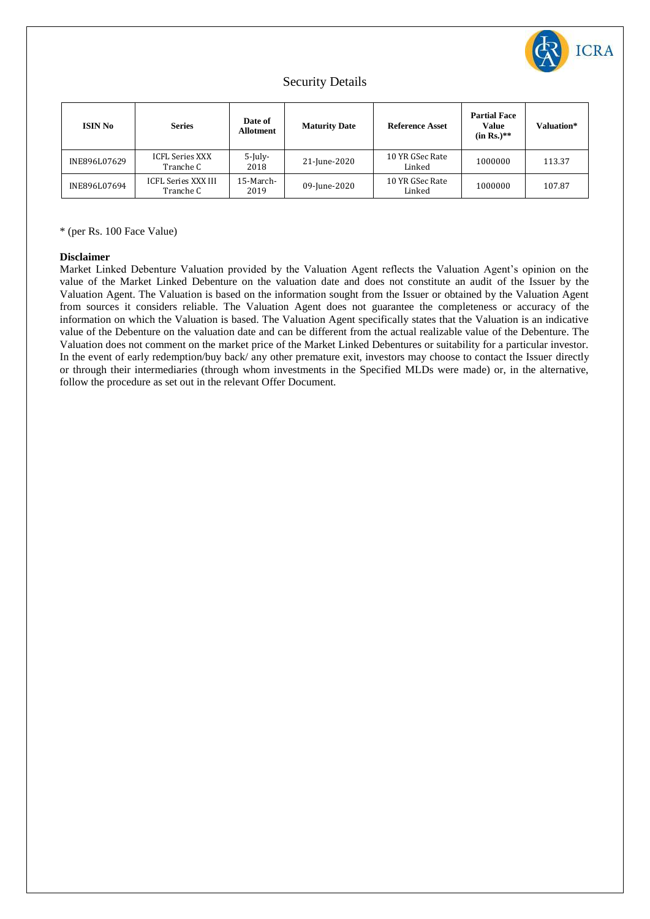## Security Details

| ISIN No | Series | Date of Allotment | Maturity Date | Reference Asset | Partial Face Value (in Rs.)** | Valuation* |
|---|---|---|---|---|---|---|
| INE896L07629 | ICFL Series XXX Tranche C | 5-July-2018 | 21-June-2020 | 10 YR GSec Rate Linked | 1000000 | 113.37 |
| INE896L07694 | ICFL Series XXX III Tranche C | 15-March-2019 | 09-June-2020 | 10 YR GSec Rate Linked | 1000000 | 107.87 |

* (per Rs. 100 Face Value)

**Disclaimer**

Market Linked Debenture Valuation provided by the Valuation Agent reflects the Valuation Agent's opinion on the value of the Market Linked Debenture on the valuation date and does not constitute an audit of the Issuer by the Valuation Agent. The Valuation is based on the information sought from the Issuer or obtained by the Valuation Agent from sources it considers reliable. The Valuation Agent does not guarantee the completeness or accuracy of the information on which the Valuation is based. The Valuation Agent specifically states that the Valuation is an indicative value of the Debenture on the valuation date and can be different from the actual realizable value of the Debenture. The Valuation does not comment on the market price of the Market Linked Debentures or suitability for a particular investor. In the event of early redemption/buy back/ any other premature exit, investors may choose to contact the Issuer directly or through their intermediaries (through whom investments in the Specified MLDs were made) or, in the alternative, follow the procedure as set out in the relevant Offer Document.